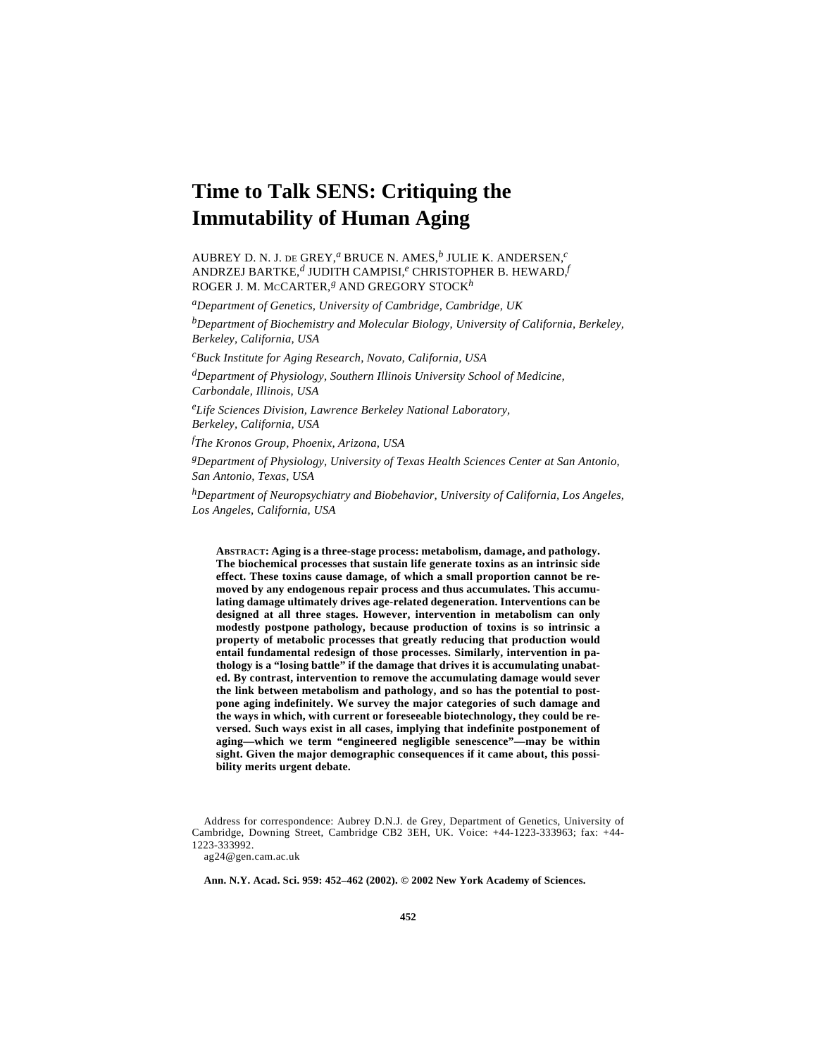# Time to Talk SENS: Critiquing the Immutability of Human Aging

AUBREY D. N. J. DE GREY,[a] BRUCE N. AMES,[b] JULIE K. ANDERSEN,[c] ANDRZEJ BARTKE,[d] JUDITH CAMPISI,[e] CHRISTOPHER B. HEWARD,[f] ROGER J. M. MCCARTER,[g] AND GREGORY STOCK[h]

[a]*Department of Genetics, University of Cambridge, Cambridge, UK*

[b]*Department of Biochemistry and Molecular Biology, University of California, Berkeley, Berkeley, California, USA*

[c]*Buck Institute for Aging Research, Novato, California, USA*

[d]*Department of Physiology, Southern Illinois University School of Medicine, Carbondale, Illinois, USA*

[e]*Life Sciences Division, Lawrence Berkeley National Laboratory, Berkeley, California, USA*

[f]*The Kronos Group, Phoenix, Arizona, USA*

[g]*Department of Physiology, University of Texas Health Sciences Center at San Antonio, San Antonio, Texas, USA*

[h]*Department of Neuropsychiatry and Biobehavior, University of California, Los Angeles, Los Angeles, California, USA*

**ABSTRACT: Aging is a three-stage process: metabolism, damage, and pathology. The biochemical processes that sustain life generate toxins as an intrinsic side effect. These toxins cause damage, of which a small proportion cannot be removed by any endogenous repair process and thus accumulates. This accumulating damage ultimately drives age-related degeneration. Interventions can be designed at all three stages. However, intervention in metabolism can only modestly postpone pathology, because production of toxins is so intrinsic a property of metabolic processes that greatly reducing that production would entail fundamental redesign of those processes. Similarly, intervention in pathology is a "losing battle" if the damage that drives it is accumulating unabated. By contrast, intervention to remove the accumulating damage would sever the link between metabolism and pathology, and so has the potential to postpone aging indefinitely. We survey the major categories of such damage and the ways in which, with current or foreseeable biotechnology, they could be reversed. Such ways exist in all cases, implying that indefinite postponement of aging—which we term "engineered negligible senescence"—may be within sight. Given the major demographic consequences if it came about, this possibility merits urgent debate.**

Address for correspondence: Aubrey D.N.J. de Grey, Department of Genetics, University of Cambridge, Downing Street, Cambridge CB2 3EH, UK. Voice: +44-1223-333963; fax: +44-1223-333992.
ag24@gen.cam.ac.uk

**Ann. N.Y. Acad. Sci. 959: 452–462 (2002). © 2002 New York Academy of Sciences.**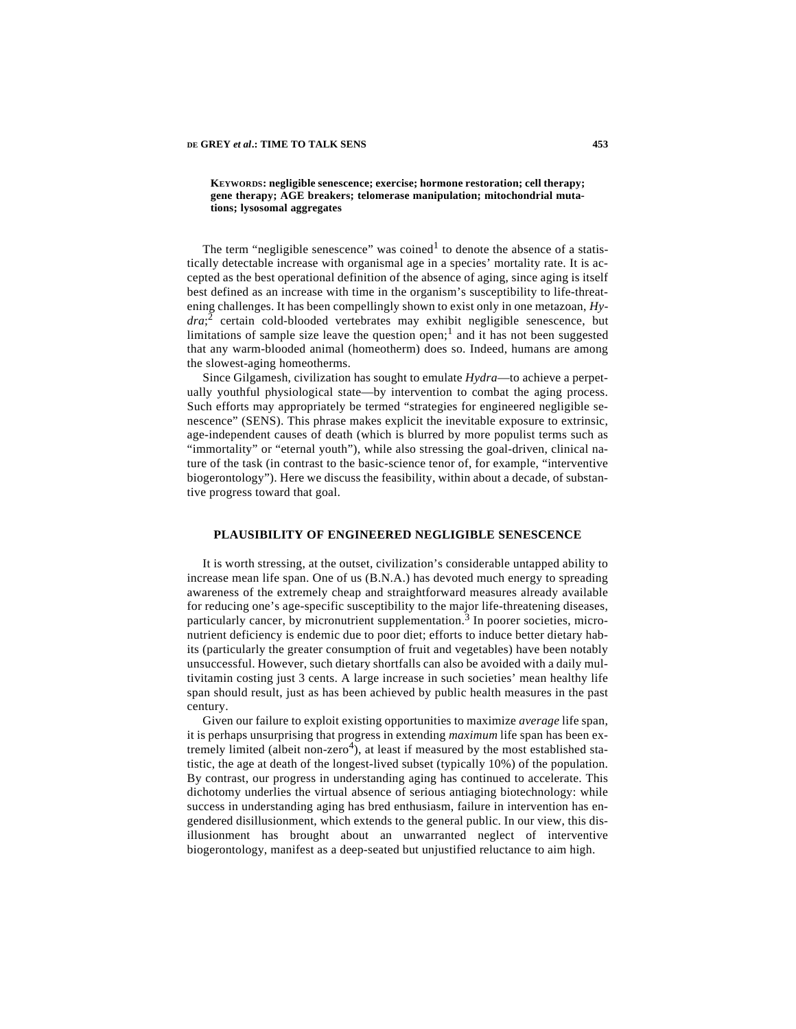**KEYWORDS: negligible senescence; exercise; hormone restoration; cell therapy; gene therapy; AGE breakers; telomerase manipulation; mitochondrial mutations; lysosomal aggregates**

The term "negligible senescence" was coined[1] to denote the absence of a statistically detectable increase with organismal age in a species' mortality rate. It is accepted as the best operational definition of the absence of aging, since aging is itself best defined as an increase with time in the organism's susceptibility to life-threatening challenges. It has been compellingly shown to exist only in one metazoan, *Hydra*;[2] certain cold-blooded vertebrates may exhibit negligible senescence, but limitations of sample size leave the question open;[1] and it has not been suggested that any warm-blooded animal (homeotherm) does so. Indeed, humans are among the slowest-aging homeotherms.

Since Gilgamesh, civilization has sought to emulate *Hydra*—to achieve a perpetually youthful physiological state—by intervention to combat the aging process. Such efforts may appropriately be termed "strategies for engineered negligible senescence" (SENS). This phrase makes explicit the inevitable exposure to extrinsic, age-independent causes of death (which is blurred by more populist terms such as "immortality" or "eternal youth"), while also stressing the goal-driven, clinical nature of the task (in contrast to the basic-science tenor of, for example, "interventive biogerontology"). Here we discuss the feasibility, within about a decade, of substantive progress toward that goal.

## PLAUSIBILITY OF ENGINEERED NEGLIGIBLE SENESCENCE

It is worth stressing, at the outset, civilization's considerable untapped ability to increase mean life span. One of us (B.N.A.) has devoted much energy to spreading awareness of the extremely cheap and straightforward measures already available for reducing one's age-specific susceptibility to the major life-threatening diseases, particularly cancer, by micronutrient supplementation.[3] In poorer societies, micronutrient deficiency is endemic due to poor diet; efforts to induce better dietary habits (particularly the greater consumption of fruit and vegetables) have been notably unsuccessful. However, such dietary shortfalls can also be avoided with a daily multivitamin costing just 3 cents. A large increase in such societies' mean healthy life span should result, just as has been achieved by public health measures in the past century.

Given our failure to exploit existing opportunities to maximize *average* life span, it is perhaps unsurprising that progress in extending *maximum* life span has been extremely limited (albeit non-zero[4]), at least if measured by the most established statistic, the age at death of the longest-lived subset (typically 10%) of the population. By contrast, our progress in understanding aging has continued to accelerate. This dichotomy underlies the virtual absence of serious antiaging biotechnology: while success in understanding aging has bred enthusiasm, failure in intervention has engendered disillusionment, which extends to the general public. In our view, this disillusionment has brought about an unwarranted neglect of interventive biogerontology, manifest as a deep-seated but unjustified reluctance to aim high.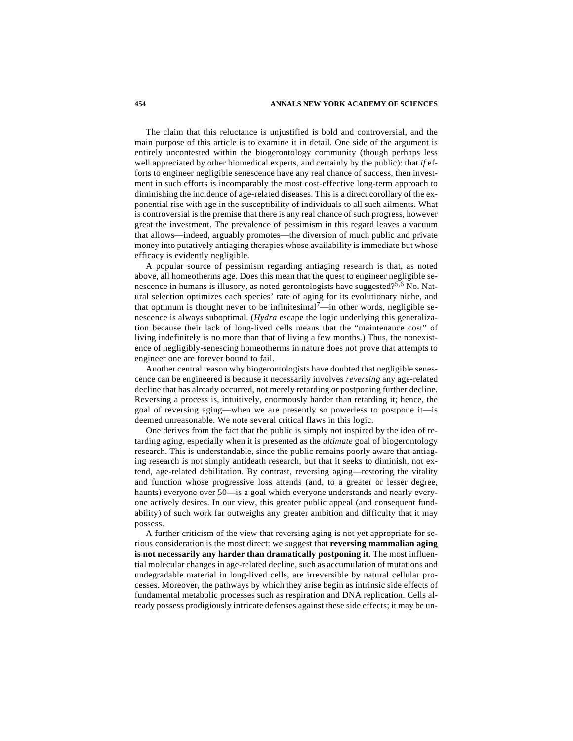The claim that this reluctance is unjustified is bold and controversial, and the main purpose of this article is to examine it in detail. One side of the argument is entirely uncontested within the biogerontology community (though perhaps less well appreciated by other biomedical experts, and certainly by the public): that *if* efforts to engineer negligible senescence have any real chance of success, then investment in such efforts is incomparably the most cost-effective long-term approach to diminishing the incidence of age-related diseases. This is a direct corollary of the exponential rise with age in the susceptibility of individuals to all such ailments. What is controversial is the premise that there is any real chance of such progress, however great the investment. The prevalence of pessimism in this regard leaves a vacuum that allows—indeed, arguably promotes—the diversion of much public and private money into putatively antiaging therapies whose availability is immediate but whose efficacy is evidently negligible.

A popular source of pessimism regarding antiaging research is that, as noted above, all homeotherms age. Does this mean that the quest to engineer negligible senescence in humans is illusory, as noted gerontologists have suggested?[5,6] No. Natural selection optimizes each species' rate of aging for its evolutionary niche, and that optimum is thought never to be infinitesimal[7]—in other words, negligible senescence is always suboptimal. (*Hydra* escape the logic underlying this generalization because their lack of long-lived cells means that the "maintenance cost" of living indefinitely is no more than that of living a few months.) Thus, the nonexistence of negligibly-senescing homeotherms in nature does not prove that attempts to engineer one are forever bound to fail.

Another central reason why biogerontologists have doubted that negligible senescence can be engineered is because it necessarily involves *reversing* any age-related decline that has already occurred, not merely retarding or postponing further decline. Reversing a process is, intuitively, enormously harder than retarding it; hence, the goal of reversing aging—when we are presently so powerless to postpone it—is deemed unreasonable. We note several critical flaws in this logic.

One derives from the fact that the public is simply not inspired by the idea of retarding aging, especially when it is presented as the *ultimate* goal of biogerontology research. This is understandable, since the public remains poorly aware that antiaging research is not simply antideath research, but that it seeks to diminish, not extend, age-related debilitation. By contrast, reversing aging—restoring the vitality and function whose progressive loss attends (and, to a greater or lesser degree, haunts) everyone over 50—is a goal which everyone understands and nearly everyone actively desires. In our view, this greater public appeal (and consequent fundability) of such work far outweighs any greater ambition and difficulty that it may possess.

A further criticism of the view that reversing aging is not yet appropriate for serious consideration is the most direct: we suggest that **reversing mammalian aging is not necessarily any harder than dramatically postponing it**. The most influential molecular changes in age-related decline, such as accumulation of mutations and undegradable material in long-lived cells, are irreversible by natural cellular processes. Moreover, the pathways by which they arise begin as intrinsic side effects of fundamental metabolic processes such as respiration and DNA replication. Cells already possess prodigiously intricate defenses against these side effects; it may be un-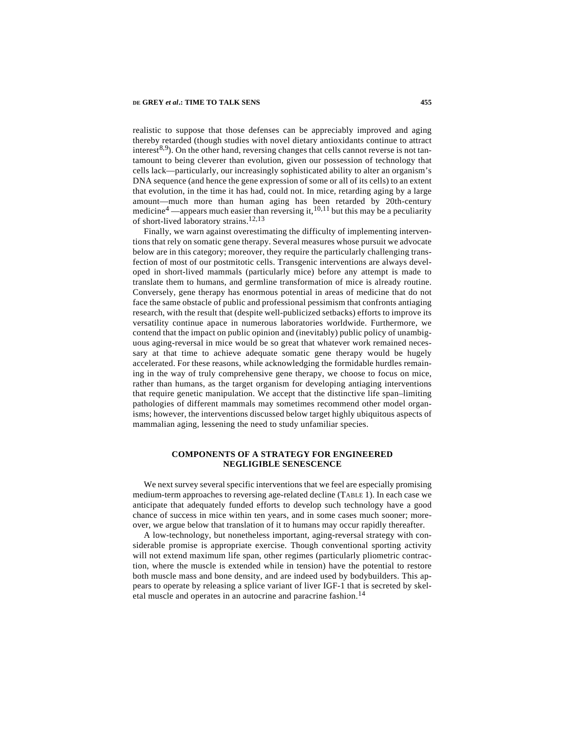realistic to suppose that those defenses can be appreciably improved and aging thereby retarded (though studies with novel dietary antioxidants continue to attract interest[8,9]). On the other hand, reversing changes that cells cannot reverse is not tantamount to being cleverer than evolution, given our possession of technology that cells lack—particularly, our increasingly sophisticated ability to alter an organism's DNA sequence (and hence the gene expression of some or all of its cells) to an extent that evolution, in the time it has had, could not. In mice, retarding aging by a large amount—much more than human aging has been retarded by 20th-century medicine[4] —appears much easier than reversing it,[10,11] but this may be a peculiarity of short-lived laboratory strains.[12,13]

Finally, we warn against overestimating the difficulty of implementing interventions that rely on somatic gene therapy. Several measures whose pursuit we advocate below are in this category; moreover, they require the particularly challenging transfection of most of our postmitotic cells. Transgenic interventions are always developed in short-lived mammals (particularly mice) before any attempt is made to translate them to humans, and germline transformation of mice is already routine. Conversely, gene therapy has enormous potential in areas of medicine that do not face the same obstacle of public and professional pessimism that confronts antiaging research, with the result that (despite well-publicized setbacks) efforts to improve its versatility continue apace in numerous laboratories worldwide. Furthermore, we contend that the impact on public opinion and (inevitably) public policy of unambiguous aging-reversal in mice would be so great that whatever work remained necessary at that time to achieve adequate somatic gene therapy would be hugely accelerated. For these reasons, while acknowledging the formidable hurdles remaining in the way of truly comprehensive gene therapy, we choose to focus on mice, rather than humans, as the target organism for developing antiaging interventions that require genetic manipulation. We accept that the distinctive life span–limiting pathologies of different mammals may sometimes recommend other model organisms; however, the interventions discussed below target highly ubiquitous aspects of mammalian aging, lessening the need to study unfamiliar species.

## COMPONENTS OF A STRATEGY FOR ENGINEERED NEGLIGIBLE SENESCENCE

We next survey several specific interventions that we feel are especially promising medium-term approaches to reversing age-related decline (TABLE 1). In each case we anticipate that adequately funded efforts to develop such technology have a good chance of success in mice within ten years, and in some cases much sooner; moreover, we argue below that translation of it to humans may occur rapidly thereafter.

A low-technology, but nonetheless important, aging-reversal strategy with considerable promise is appropriate exercise. Though conventional sporting activity will not extend maximum life span, other regimes (particularly pliometric contraction, where the muscle is extended while in tension) have the potential to restore both muscle mass and bone density, and are indeed used by bodybuilders. This appears to operate by releasing a splice variant of liver IGF-1 that is secreted by skeletal muscle and operates in an autocrine and paracrine fashion.[14]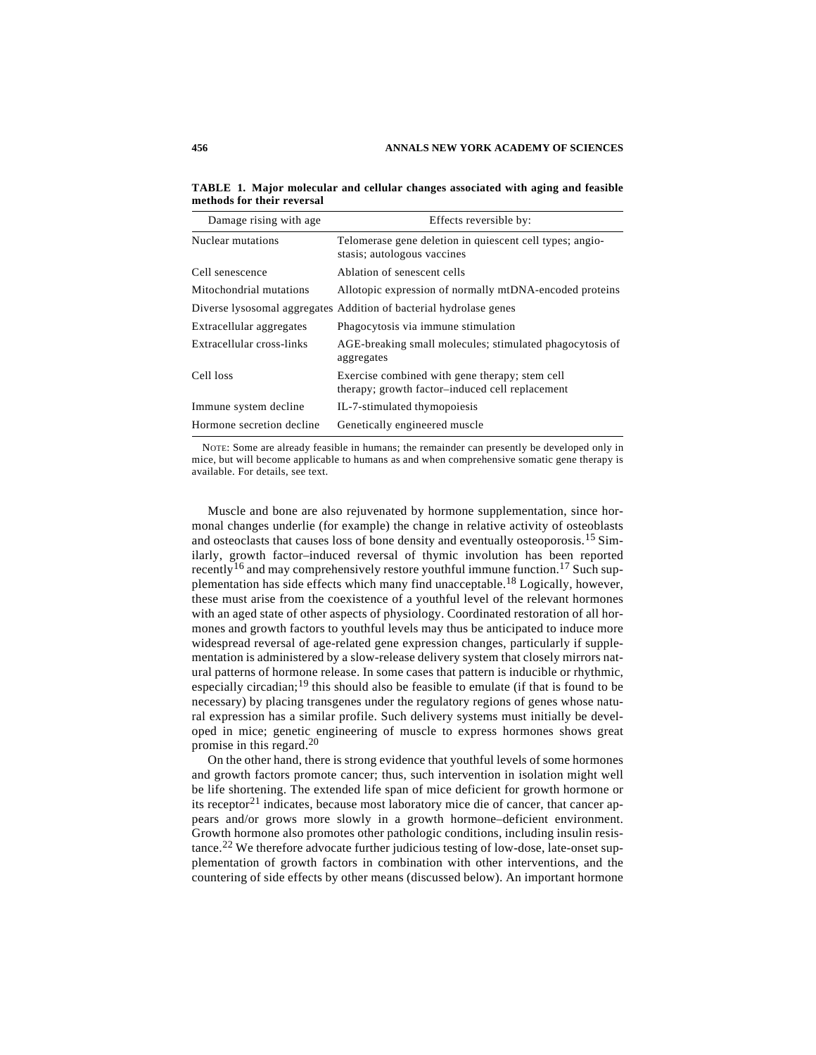**TABLE 1. Major molecular and cellular changes associated with aging and feasible methods for their reversal**

| Damage rising with age | Effects reversible by: |
|---|---|
| Nuclear mutations | Telomerase gene deletion in quiescent cell types; angiostasis; autologous vaccines |
| Cell senescence | Ablation of senescent cells |
| Mitochondrial mutations | Allotopic expression of normally mtDNA-encoded proteins |
| Diverse lysosomal aggregates | Addition of bacterial hydrolase genes |
| Extracellular aggregates | Phagocytosis via immune stimulation |
| Extracellular cross-links | AGE-breaking small molecules; stimulated phagocytosis of aggregates |
| Cell loss | Exercise combined with gene therapy; stem cell therapy; growth factor–induced cell replacement |
| Immune system decline | IL-7-stimulated thymopoiesis |
| Hormone secretion decline | Genetically engineered muscle |

NOTE: Some are already feasible in humans; the remainder can presently be developed only in mice, but will become applicable to humans as and when comprehensive somatic gene therapy is available. For details, see text.

Muscle and bone are also rejuvenated by hormone supplementation, since hormonal changes underlie (for example) the change in relative activity of osteoblasts and osteoclasts that causes loss of bone density and eventually osteoporosis.[15] Similarly, growth factor–induced reversal of thymic involution has been reported recently[16] and may comprehensively restore youthful immune function.[17] Such supplementation has side effects which many find unacceptable.[18] Logically, however, these must arise from the coexistence of a youthful level of the relevant hormones with an aged state of other aspects of physiology. Coordinated restoration of all hormones and growth factors to youthful levels may thus be anticipated to induce more widespread reversal of age-related gene expression changes, particularly if supplementation is administered by a slow-release delivery system that closely mirrors natural patterns of hormone release. In some cases that pattern is inducible or rhythmic, especially circadian;[19] this should also be feasible to emulate (if that is found to be necessary) by placing transgenes under the regulatory regions of genes whose natural expression has a similar profile. Such delivery systems must initially be developed in mice; genetic engineering of muscle to express hormones shows great promise in this regard.[20]

On the other hand, there is strong evidence that youthful levels of some hormones and growth factors promote cancer; thus, such intervention in isolation might well be life shortening. The extended life span of mice deficient for growth hormone or its receptor[21] indicates, because most laboratory mice die of cancer, that cancer appears and/or grows more slowly in a growth hormone–deficient environment. Growth hormone also promotes other pathologic conditions, including insulin resistance.[22] We therefore advocate further judicious testing of low-dose, late-onset supplementation of growth factors in combination with other interventions, and the countering of side effects by other means (discussed below). An important hormone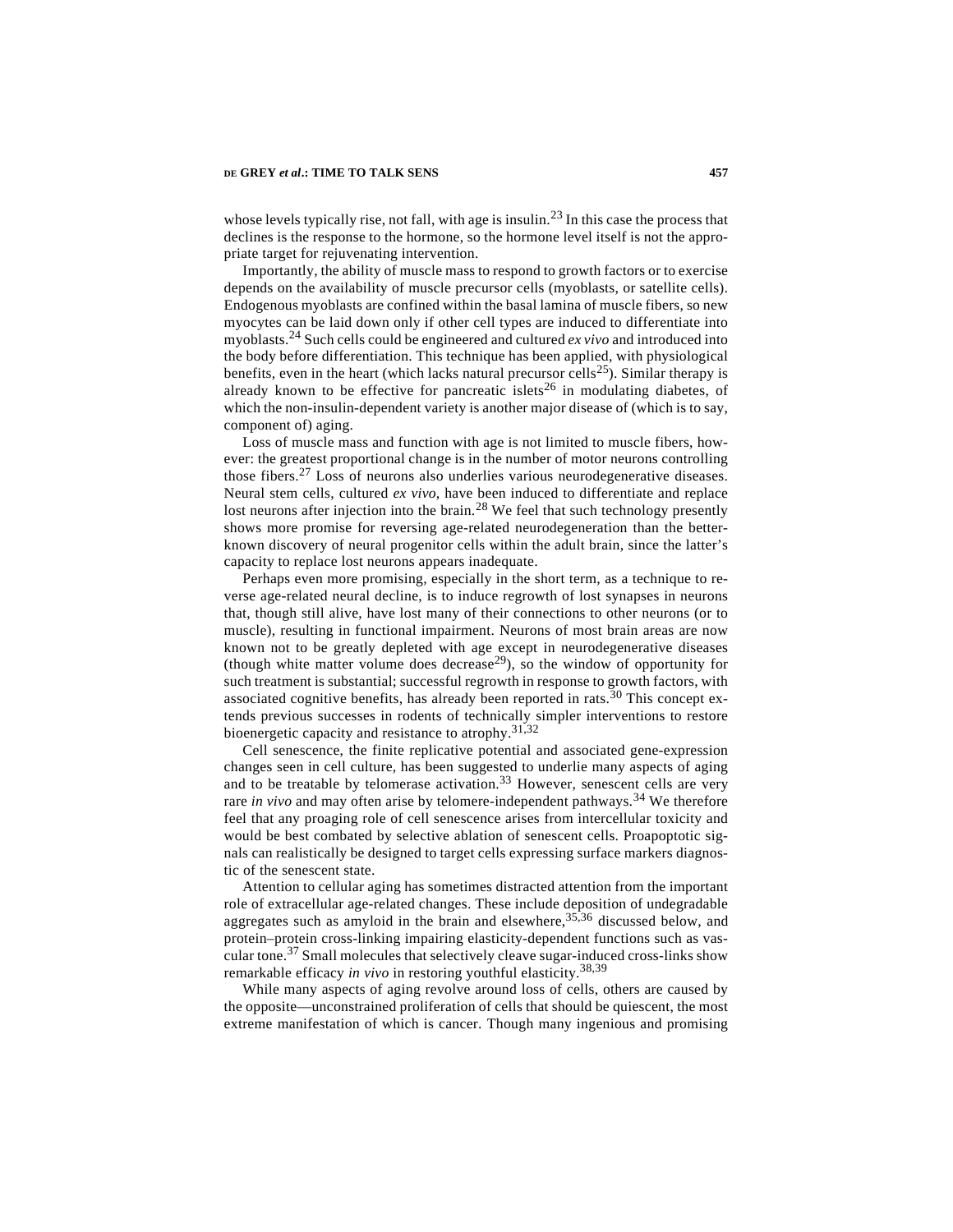whose levels typically rise, not fall, with age is insulin.[23] In this case the process that declines is the response to the hormone, so the hormone level itself is not the appropriate target for rejuvenating intervention.

Importantly, the ability of muscle mass to respond to growth factors or to exercise depends on the availability of muscle precursor cells (myoblasts, or satellite cells). Endogenous myoblasts are confined within the basal lamina of muscle fibers, so new myocytes can be laid down only if other cell types are induced to differentiate into myoblasts.[24] Such cells could be engineered and cultured *ex vivo* and introduced into the body before differentiation. This technique has been applied, with physiological benefits, even in the heart (which lacks natural precursor cells[25]). Similar therapy is already known to be effective for pancreatic islets[26] in modulating diabetes, of which the non-insulin-dependent variety is another major disease of (which is to say, component of) aging.

Loss of muscle mass and function with age is not limited to muscle fibers, however: the greatest proportional change is in the number of motor neurons controlling those fibers.[27] Loss of neurons also underlies various neurodegenerative diseases. Neural stem cells, cultured *ex vivo*, have been induced to differentiate and replace lost neurons after injection into the brain.[28] We feel that such technology presently shows more promise for reversing age-related neurodegeneration than the better-known discovery of neural progenitor cells within the adult brain, since the latter's capacity to replace lost neurons appears inadequate.

Perhaps even more promising, especially in the short term, as a technique to reverse age-related neural decline, is to induce regrowth of lost synapses in neurons that, though still alive, have lost many of their connections to other neurons (or to muscle), resulting in functional impairment. Neurons of most brain areas are now known not to be greatly depleted with age except in neurodegenerative diseases (though white matter volume does decrease[29]), so the window of opportunity for such treatment is substantial; successful regrowth in response to growth factors, with associated cognitive benefits, has already been reported in rats.[30] This concept extends previous successes in rodents of technically simpler interventions to restore bioenergetic capacity and resistance to atrophy.[31,32]

Cell senescence, the finite replicative potential and associated gene-expression changes seen in cell culture, has been suggested to underlie many aspects of aging and to be treatable by telomerase activation.[33] However, senescent cells are very rare *in vivo* and may often arise by telomere-independent pathways.[34] We therefore feel that any proaging role of cell senescence arises from intercellular toxicity and would be best combated by selective ablation of senescent cells. Proapoptotic signals can realistically be designed to target cells expressing surface markers diagnostic of the senescent state.

Attention to cellular aging has sometimes distracted attention from the important role of extracellular age-related changes. These include deposition of undegradable aggregates such as amyloid in the brain and elsewhere,[35,36] discussed below, and protein–protein cross-linking impairing elasticity-dependent functions such as vascular tone.[37] Small molecules that selectively cleave sugar-induced cross-links show remarkable efficacy *in vivo* in restoring youthful elasticity.[38,39]

While many aspects of aging revolve around loss of cells, others are caused by the opposite—unconstrained proliferation of cells that should be quiescent, the most extreme manifestation of which is cancer. Though many ingenious and promising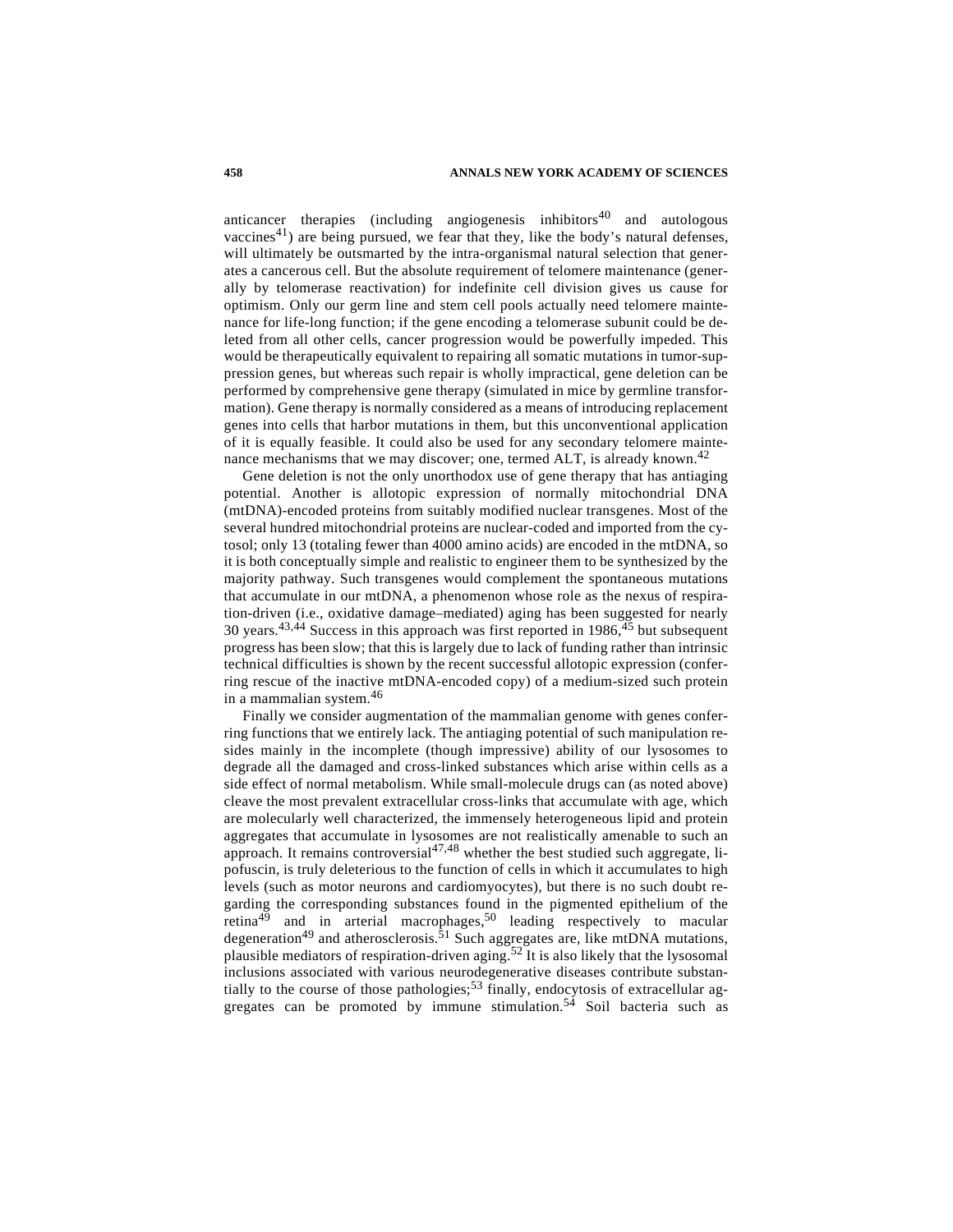anticancer therapies (including angiogenesis inhibitors[40] and autologous vaccines[41]) are being pursued, we fear that they, like the body's natural defenses, will ultimately be outsmarted by the intra-organismal natural selection that generates a cancerous cell. But the absolute requirement of telomere maintenance (generally by telomerase reactivation) for indefinite cell division gives us cause for optimism. Only our germ line and stem cell pools actually need telomere maintenance for life-long function; if the gene encoding a telomerase subunit could be deleted from all other cells, cancer progression would be powerfully impeded. This would be therapeutically equivalent to repairing all somatic mutations in tumor-suppression genes, but whereas such repair is wholly impractical, gene deletion can be performed by comprehensive gene therapy (simulated in mice by germline transformation). Gene therapy is normally considered as a means of introducing replacement genes into cells that harbor mutations in them, but this unconventional application of it is equally feasible. It could also be used for any secondary telomere maintenance mechanisms that we may discover; one, termed ALT, is already known.[42]

Gene deletion is not the only unorthodox use of gene therapy that has antiaging potential. Another is allotopic expression of normally mitochondrial DNA (mtDNA)-encoded proteins from suitably modified nuclear transgenes. Most of the several hundred mitochondrial proteins are nuclear-coded and imported from the cytosol; only 13 (totaling fewer than 4000 amino acids) are encoded in the mtDNA, so it is both conceptually simple and realistic to engineer them to be synthesized by the majority pathway. Such transgenes would complement the spontaneous mutations that accumulate in our mtDNA, a phenomenon whose role as the nexus of respiration-driven (i.e., oxidative damage–mediated) aging has been suggested for nearly 30 years.[43,44] Success in this approach was first reported in 1986,[45] but subsequent progress has been slow; that this is largely due to lack of funding rather than intrinsic technical difficulties is shown by the recent successful allotopic expression (conferring rescue of the inactive mtDNA-encoded copy) of a medium-sized such protein in a mammalian system.[46]

Finally we consider augmentation of the mammalian genome with genes conferring functions that we entirely lack. The antiaging potential of such manipulation resides mainly in the incomplete (though impressive) ability of our lysosomes to degrade all the damaged and cross-linked substances which arise within cells as a side effect of normal metabolism. While small-molecule drugs can (as noted above) cleave the most prevalent extracellular cross-links that accumulate with age, which are molecularly well characterized, the immensely heterogeneous lipid and protein aggregates that accumulate in lysosomes are not realistically amenable to such an approach. It remains controversial[47,48] whether the best studied such aggregate, lipofuscin, is truly deleterious to the function of cells in which it accumulates to high levels (such as motor neurons and cardiomyocytes), but there is no such doubt regarding the corresponding substances found in the pigmented epithelium of the retina[49] and in arterial macrophages,[50] leading respectively to macular degeneration[49] and atherosclerosis.[51] Such aggregates are, like mtDNA mutations, plausible mediators of respiration-driven aging.[52] It is also likely that the lysosomal inclusions associated with various neurodegenerative diseases contribute substantially to the course of those pathologies;[53] finally, endocytosis of extracellular aggregates can be promoted by immune stimulation.[54] Soil bacteria such as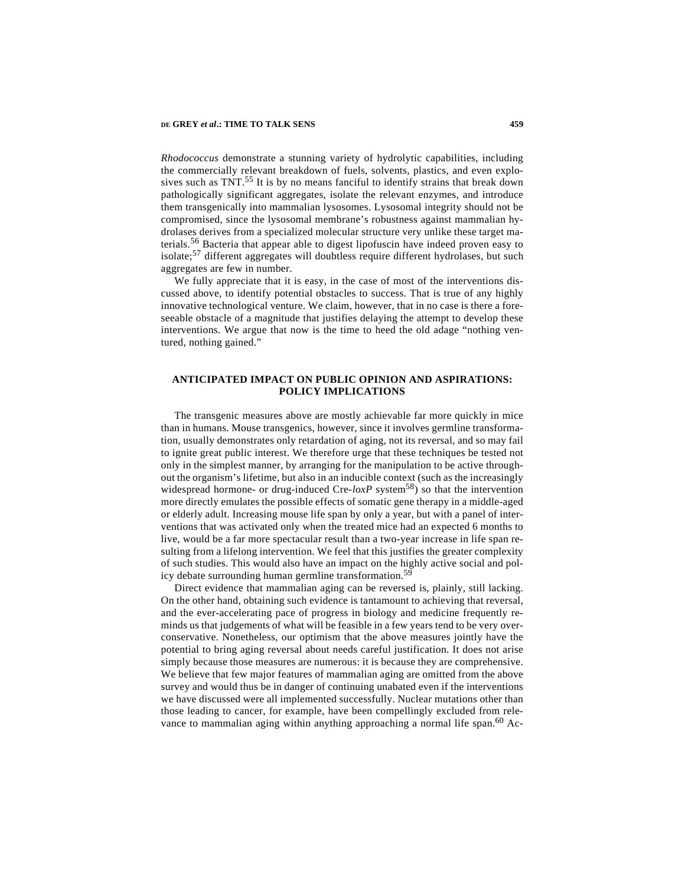*Rhodococcus* demonstrate a stunning variety of hydrolytic capabilities, including the commercially relevant breakdown of fuels, solvents, plastics, and even explosives such as TNT.[55] It is by no means fanciful to identify strains that break down pathologically significant aggregates, isolate the relevant enzymes, and introduce them transgenically into mammalian lysosomes. Lysosomal integrity should not be compromised, since the lysosomal membrane's robustness against mammalian hydrolases derives from a specialized molecular structure very unlike these target materials.[56] Bacteria that appear able to digest lipofuscin have indeed proven easy to isolate;[57] different aggregates will doubtless require different hydrolases, but such aggregates are few in number.

We fully appreciate that it is easy, in the case of most of the interventions discussed above, to identify potential obstacles to success. That is true of any highly innovative technological venture. We claim, however, that in no case is there a foreseeable obstacle of a magnitude that justifies delaying the attempt to develop these interventions. We argue that now is the time to heed the old adage "nothing ventured, nothing gained."

## ANTICIPATED IMPACT ON PUBLIC OPINION AND ASPIRATIONS: POLICY IMPLICATIONS

The transgenic measures above are mostly achievable far more quickly in mice than in humans. Mouse transgenics, however, since it involves germline transformation, usually demonstrates only retardation of aging, not its reversal, and so may fail to ignite great public interest. We therefore urge that these techniques be tested not only in the simplest manner, by arranging for the manipulation to be active throughout the organism's lifetime, but also in an inducible context (such as the increasingly widespread hormone- or drug-induced Cre-*loxP* system[58]) so that the intervention more directly emulates the possible effects of somatic gene therapy in a middle-aged or elderly adult. Increasing mouse life span by only a year, but with a panel of interventions that was activated only when the treated mice had an expected 6 months to live, would be a far more spectacular result than a two-year increase in life span resulting from a lifelong intervention. We feel that this justifies the greater complexity of such studies. This would also have an impact on the highly active social and policy debate surrounding human germline transformation.[59]

Direct evidence that mammalian aging can be reversed is, plainly, still lacking. On the other hand, obtaining such evidence is tantamount to achieving that reversal, and the ever-accelerating pace of progress in biology and medicine frequently reminds us that judgements of what will be feasible in a few years tend to be very overconservative. Nonetheless, our optimism that the above measures jointly have the potential to bring aging reversal about needs careful justification. It does not arise simply because those measures are numerous: it is because they are comprehensive. We believe that few major features of mammalian aging are omitted from the above survey and would thus be in danger of continuing unabated even if the interventions we have discussed were all implemented successfully. Nuclear mutations other than those leading to cancer, for example, have been compellingly excluded from relevance to mammalian aging within anything approaching a normal life span.[60] Ac-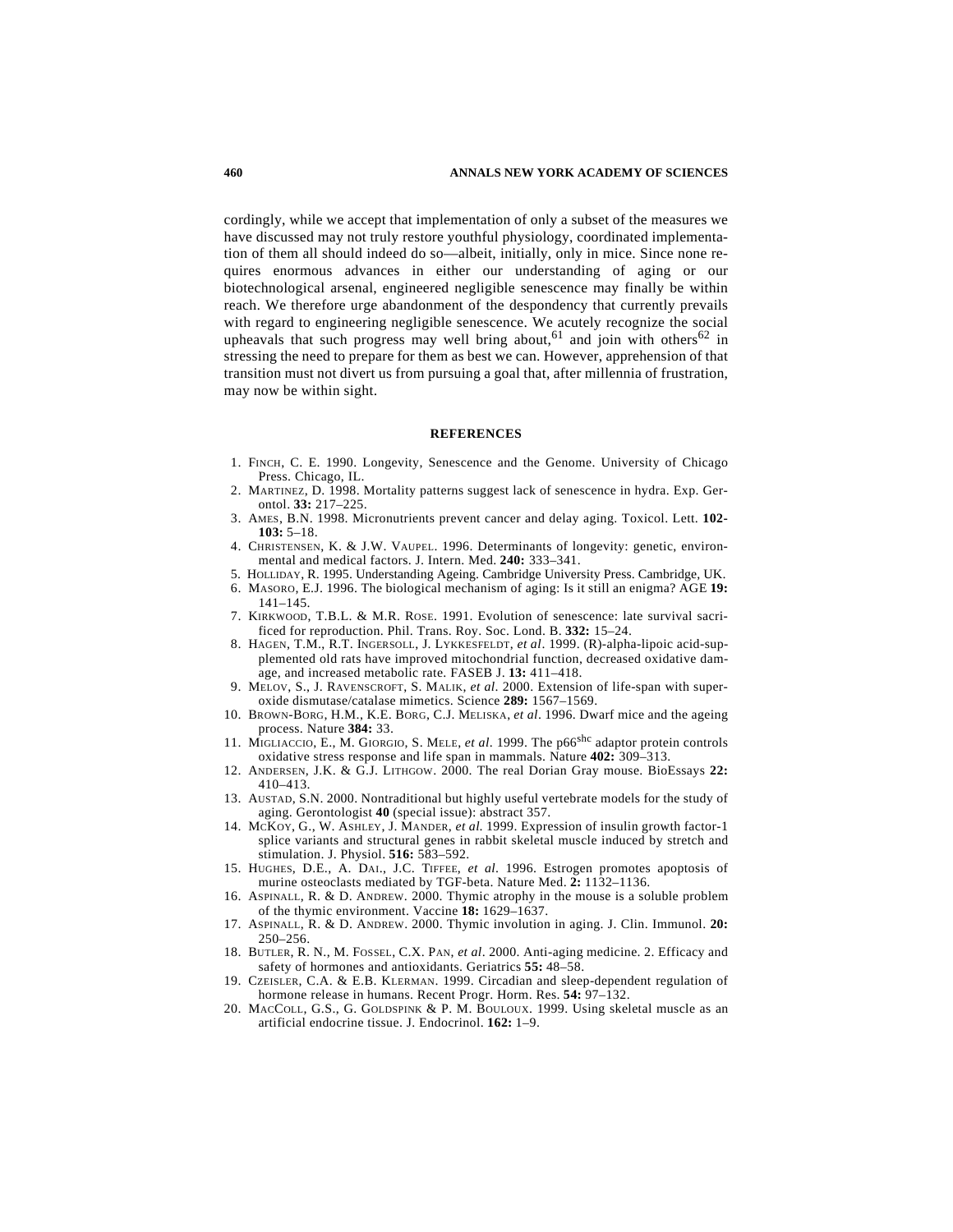cordingly, while we accept that implementation of only a subset of the measures we have discussed may not truly restore youthful physiology, coordinated implementation of them all should indeed do so—albeit, initially, only in mice. Since none requires enormous advances in either our understanding of aging or our biotechnological arsenal, engineered negligible senescence may finally be within reach. We therefore urge abandonment of the despondency that currently prevails with regard to engineering negligible senescence. We acutely recognize the social upheavals that such progress may well bring about,[61] and join with others[62] in stressing the need to prepare for them as best we can. However, apprehension of that transition must not divert us from pursuing a goal that, after millennia of frustration, may now be within sight.

## REFERENCES

1. Finch, C. E. 1990. Longevity, Senescence and the Genome. University of Chicago Press. Chicago, IL.
2. Martinez, D. 1998. Mortality patterns suggest lack of senescence in hydra. Exp. Gerontol. **33:** 217–225.
3. Ames, B.N. 1998. Micronutrients prevent cancer and delay aging. Toxicol. Lett. **102-103:** 5–18.
4. Christensen, K. & J.W. Vaupel. 1996. Determinants of longevity: genetic, environmental and medical factors. J. Intern. Med. **240:** 333–341.
5. Holliday, R. 1995. Understanding Ageing. Cambridge University Press. Cambridge, UK.
6. Masoro, E.J. 1996. The biological mechanism of aging: Is it still an enigma? AGE **19:** 141–145.
7. Kirkwood, T.B.L. & M.R. Rose. 1991. Evolution of senescence: late survival sacrificed for reproduction. Phil. Trans. Roy. Soc. Lond. B. **332:** 15–24.
8. Hagen, T.M., R.T. Ingersoll, J. Lykkesfeldt, *et al*. 1999. (R)-alpha-lipoic acid-supplemented old rats have improved mitochondrial function, decreased oxidative damage, and increased metabolic rate. FASEB J. **13:** 411–418.
9. Melov, S., J. Ravenscroft, S. Malik, *et al*. 2000. Extension of life-span with superoxide dismutase/catalase mimetics. Science **289:** 1567–1569.
10. Brown-Borg, H.M., K.E. Borg, C.J. Meliska, *et al*. 1996. Dwarf mice and the ageing process. Nature **384:** 33.
11. Migliaccio, E., M. Giorgio, S. Mele, *et al*. 1999. The $p66^{shc}$ adaptor protein controls oxidative stress response and life span in mammals. Nature **402:** 309–313.
12. Andersen, J.K. & G.J. Lithgow. 2000. The real Dorian Gray mouse. BioEssays **22:** 410–413.
13. Austad, S.N. 2000. Nontraditional but highly useful vertebrate models for the study of aging. Gerontologist **40** (special issue): abstract 357.
14. McKoy, G., W. Ashley, J. Mander, *et al.* 1999. Expression of insulin growth factor-1 splice variants and structural genes in rabbit skeletal muscle induced by stretch and stimulation. J. Physiol. **516:** 583–592.
15. Hughes, D.E., A. Dai., J.C. Tiffee, *et al*. 1996. Estrogen promotes apoptosis of murine osteoclasts mediated by TGF-beta. Nature Med. **2:** 1132–1136.
16. Aspinall, R. & D. Andrew. 2000. Thymic atrophy in the mouse is a soluble problem of the thymic environment. Vaccine **18:** 1629–1637.
17. Aspinall, R. & D. Andrew. 2000. Thymic involution in aging. J. Clin. Immunol. **20:** 250–256.
18. Butler, R. N., M. Fossel, C.X. Pan, *et al*. 2000. Anti-aging medicine. 2. Efficacy and safety of hormones and antioxidants. Geriatrics **55:** 48–58.
19. Czeisler, C.A. & E.B. Klerman. 1999. Circadian and sleep-dependent regulation of hormone release in humans. Recent Progr. Horm. Res. **54:** 97–132.
20. MacColl, G.S., G. Goldspink & P. M. Bouloux. 1999. Using skeletal muscle as an artificial endocrine tissue. J. Endocrinol. **162:** 1–9.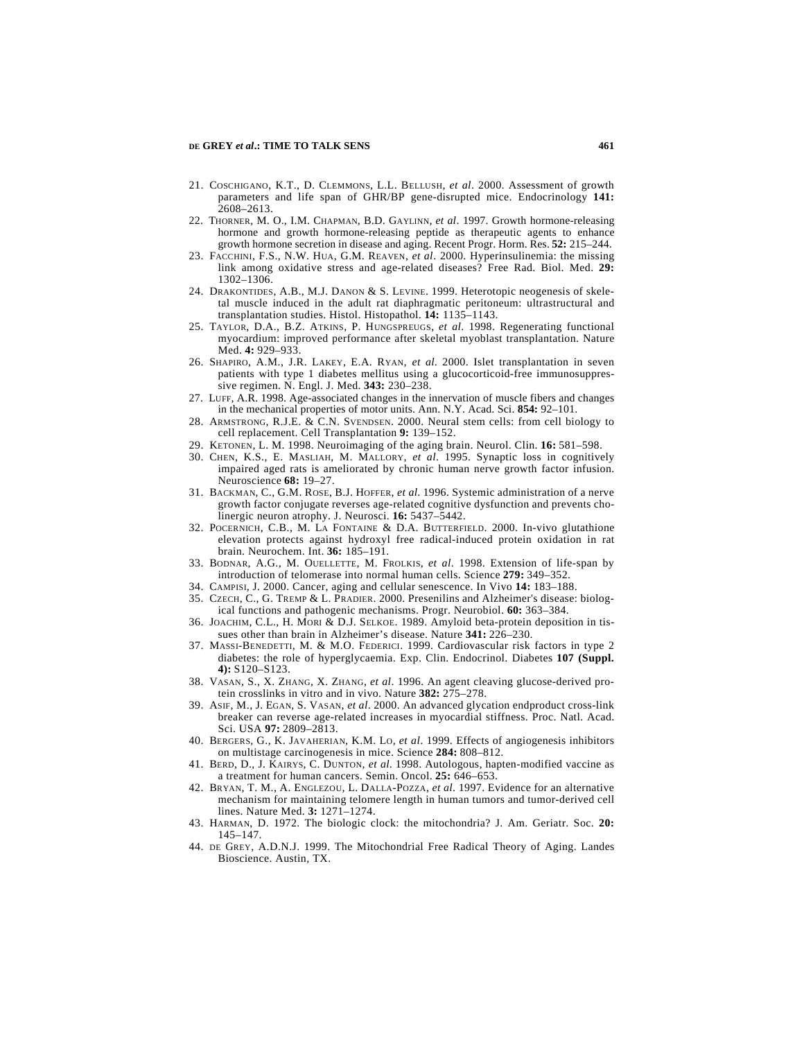21. COSCHIGANO, K.T., D. CLEMMONS, L.L. BELLUSH, *et al*. 2000. Assessment of growth parameters and life span of GHR/BP gene-disrupted mice. Endocrinology **141:** 2608–2613.
22. THORNER, M. O., I.M. CHAPMAN, B.D. GAYLINN, *et al*. 1997. Growth hormone-releasing hormone and growth hormone-releasing peptide as therapeutic agents to enhance growth hormone secretion in disease and aging. Recent Progr. Horm. Res. **52:** 215–244.
23. FACCHINI, F.S., N.W. HUA, G.M. REAVEN, *et al*. 2000. Hyperinsulinemia: the missing link among oxidative stress and age-related diseases? Free Rad. Biol. Med. **29:** 1302–1306.
24. DRAKONTIDES, A.B., M.J. DANON & S. LEVINE. 1999. Heterotopic neogenesis of skeletal muscle induced in the adult rat diaphragmatic peritoneum: ultrastructural and transplantation studies. Histol. Histopathol. **14:** 1135–1143.
25. TAYLOR, D.A., B.Z. ATKINS, P. HUNGSPREUGS, *et al*. 1998. Regenerating functional myocardium: improved performance after skeletal myoblast transplantation. Nature Med. **4:** 929–933.
26. SHAPIRO, A.M., J.R. LAKEY, E.A. RYAN, *et al.* 2000. Islet transplantation in seven patients with type 1 diabetes mellitus using a glucocorticoid-free immunosuppressive regimen. N. Engl. J. Med. **343:** 230–238.
27. LUFF, A.R. 1998. Age-associated changes in the innervation of muscle fibers and changes in the mechanical properties of motor units. Ann. N.Y. Acad. Sci. **854:** 92–101.
28. ARMSTRONG, R.J.E. & C.N. SVENDSEN. 2000. Neural stem cells: from cell biology to cell replacement. Cell Transplantation **9:** 139–152.
29. KETONEN, L. M. 1998. Neuroimaging of the aging brain. Neurol. Clin. **16:** 581–598.
30. CHEN, K.S., E. MASLIAH, M. MALLORY, *et al*. 1995. Synaptic loss in cognitively impaired aged rats is ameliorated by chronic human nerve growth factor infusion. Neuroscience **68:** 19–27.
31. BACKMAN, C., G.M. ROSE, B.J. HOFFER, *et al.* 1996. Systemic administration of a nerve growth factor conjugate reverses age-related cognitive dysfunction and prevents cholinergic neuron atrophy. J. Neurosci. **16:** 5437–5442.
32. POCERNICH, C.B., M. LA FONTAINE & D.A. BUTTERFIELD. 2000. In-vivo glutathione elevation protects against hydroxyl free radical-induced protein oxidation in rat brain. Neurochem. Int. **36:** 185–191.
33. BODNAR, A.G., M. OUELLETTE, M. FROLKIS, *et al*. 1998. Extension of life-span by introduction of telomerase into normal human cells. Science **279:** 349–352.
34. CAMPISI, J. 2000. Cancer, aging and cellular senescence. In Vivo **14:** 183–188.
35. CZECH, C., G. TREMP & L. PRADIER. 2000. Presenilins and Alzheimer's disease: biological functions and pathogenic mechanisms. Progr. Neurobiol. **60:** 363–384.
36. JOACHIM, C.L., H. MORI & D.J. SELKOE. 1989. Amyloid beta-protein deposition in tissues other than brain in Alzheimer's disease. Nature **341:** 226–230.
37. MASSI-BENEDETTI, M. & M.O. FEDERICI. 1999. Cardiovascular risk factors in type 2 diabetes: the role of hyperglycaemia. Exp. Clin. Endocrinol. Diabetes **107 (Suppl. 4):** S120–S123.
38. VASAN, S., X. ZHANG, X. ZHANG, *et al*. 1996. An agent cleaving glucose-derived protein crosslinks in vitro and in vivo. Nature **382:** 275–278.
39. ASIF, M., J. EGAN, S. VASAN, *et al*. 2000. An advanced glycation endproduct cross-link breaker can reverse age-related increases in myocardial stiffness. Proc. Natl. Acad. Sci. USA **97:** 2809–2813.
40. BERGERS, G., K. JAVAHERIAN, K.M. LO, *et al*. 1999. Effects of angiogenesis inhibitors on multistage carcinogenesis in mice. Science **284:** 808–812.
41. BERD, D., J. KAIRYS, C. DUNTON, *et al.* 1998. Autologous, hapten-modified vaccine as a treatment for human cancers. Semin. Oncol. **25:** 646–653.
42. BRYAN, T. M., A. ENGLEZOU, L. DALLA-POZZA, *et al.* 1997. Evidence for an alternative mechanism for maintaining telomere length in human tumors and tumor-derived cell lines. Nature Med. **3:** 1271–1274.
43. HARMAN, D. 1972. The biologic clock: the mitochondria? J. Am. Geriatr. Soc. **20:** 145–147.
44. DE GREY, A.D.N.J. 1999. The Mitochondrial Free Radical Theory of Aging. Landes Bioscience. Austin, TX.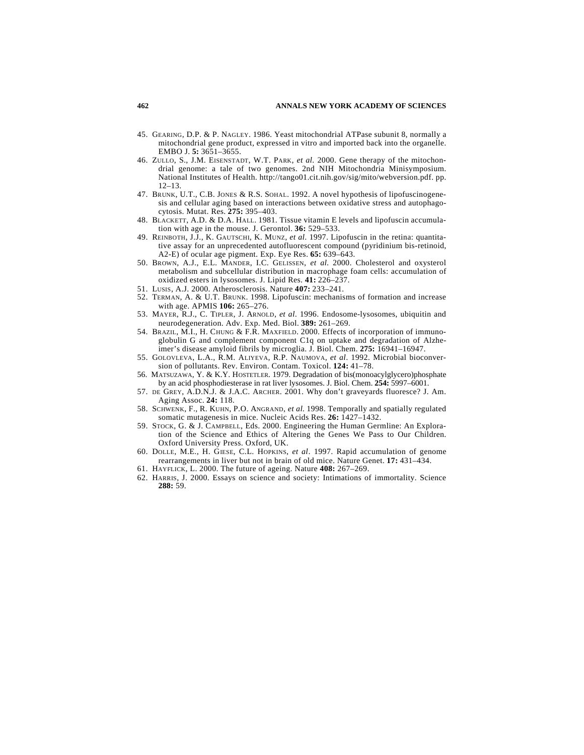45. GEARING, D.P. & P. NAGLEY. 1986. Yeast mitochondrial ATPase subunit 8, normally a mitochondrial gene product, expressed in vitro and imported back into the organelle. EMBO J. **5:** 3651–3655.
46. ZULLO, S., J.M. EISENSTADT, W.T. PARK, *et al.* 2000. Gene therapy of the mitochondrial genome: a tale of two genomes. 2nd NIH Mitochondria Minisymposium. National Institutes of Health. http://tango01.cit.nih.gov/sig/mito/webversion.pdf. pp. 12–13.
47. BRUNK, U.T., C.B. JONES & R.S. SOHAL. 1992. A novel hypothesis of lipofuscinogenesis and cellular aging based on interactions between oxidative stress and autophagocytosis. Mutat. Res. **275:** 395–403.
48. BLACKETT, A.D. & D.A. HALL. 1981. Tissue vitamin E levels and lipofuscin accumulation with age in the mouse. J. Gerontol. **36:** 529–533.
49. REINBOTH, J.J., K. GAUTSCHI, K. MUNZ, *et al.* 1997. Lipofuscin in the retina: quantitative assay for an unprecedented autofluorescent compound (pyridinium bis-retinoid, A2-E) of ocular age pigment. Exp. Eye Res. **65:** 639–643.
50. BROWN, A.J., E.L. MANDER, I.C. GELISSEN, *et al.* 2000. Cholesterol and oxysterol metabolism and subcellular distribution in macrophage foam cells: accumulation of oxidized esters in lysosomes. J. Lipid Res. **41:** 226–237.
51. LUSIS, A.J. 2000. Atherosclerosis. Nature **407:** 233–241.
52. TERMAN, A. & U.T. BRUNK. 1998. Lipofuscin: mechanisms of formation and increase with age. APMIS **106:** 265–276.
53. MAYER, R.J., C. TIPLER, J. ARNOLD, *et al*. 1996. Endosome-lysosomes, ubiquitin and neurodegeneration. Adv. Exp. Med. Biol. **389:** 261–269.
54. BRAZIL, M.I., H. CHUNG & F.R. MAXFIELD. 2000. Effects of incorporation of immunoglobulin G and complement component C1q on uptake and degradation of Alzheimer's disease amyloid fibrils by microglia. J. Biol. Chem. **275:** 16941–16947.
55. GOLOVLEVA, L.A., R.M. ALIYEVA, R.P. NAUMOVA, *et al*. 1992. Microbial bioconversion of pollutants. Rev. Environ. Contam. Toxicol. **124:** 41–78.
56. MATSUZAWA, Y. & K.Y. HOSTETLER. 1979. Degradation of bis(monoacylglycero)phosphate by an acid phosphodiesterase in rat liver lysosomes. J. Biol. Chem. **254:** 5997–6001.
57. DE GREY, A.D.N.J. & J.A.C. ARCHER. 2001. Why don't graveyards fluoresce? J. Am. Aging Assoc. **24:** 118.
58. SCHWENK, F., R. KUHN, P.O. ANGRAND, *et al.* 1998. Temporally and spatially regulated somatic mutagenesis in mice. Nucleic Acids Res. **26:** 1427–1432.
59. STOCK, G. & J. CAMPBELL, Eds. 2000. Engineering the Human Germline: An Exploration of the Science and Ethics of Altering the Genes We Pass to Our Children. Oxford University Press. Oxford, UK.
60. DOLLE, M.E., H. GIESE, C.L. HOPKINS, *et al*. 1997. Rapid accumulation of genome rearrangements in liver but not in brain of old mice. Nature Genet. **17:** 431–434.
61. HAYFLICK, L. 2000. The future of ageing. Nature **408:** 267–269.
62. HARRIS, J. 2000. Essays on science and society: Intimations of immortality. Science **288:** 59.